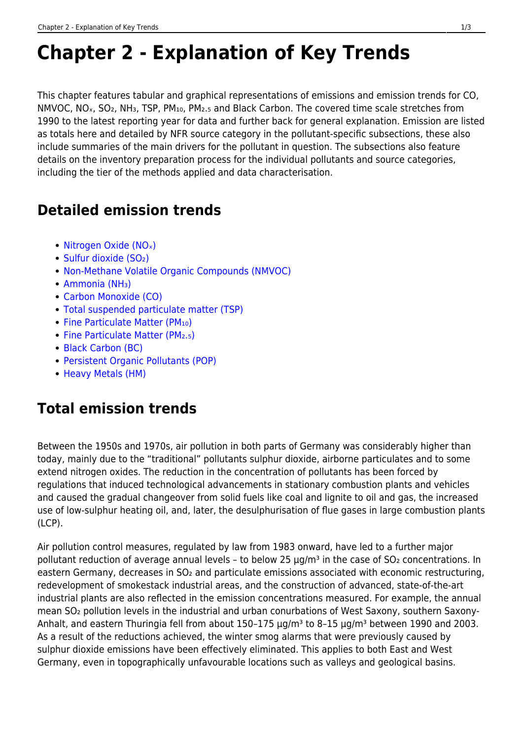# Chapter 2 - Explanation of Key Trends

This chapter features tabular and graphical representations of emissions and emission trends for CO, NMVOC, $NO_x$, $SO_2$, $NH_3$, TSP, $PM_{10}$, $PM_{2.5}$ and Black Carbon. The covered time scale stretches from 1990 to the latest reporting year for data and further back for general explanation. Emission are listed as totals here and detailed by NFR source category in the pollutant-specific subsections, these also include summaries of the main drivers for the pollutant in question. The subsections also feature details on the inventory preparation process for the individual pollutants and source categories, including the tier of the methods applied and data characterisation.

## Detailed emission trends

- Nitrogen Oxide ($NO_x$)
- Sulfur dioxide ($SO_2$)
- Non-Methane Volatile Organic Compounds (NMVOC)
- Ammonia ($NH_3$)
- Carbon Monoxide (CO)
- Total suspended particulate matter (TSP)
- Fine Particulate Matter ($PM_{10}$)
- Fine Particulate Matter ($PM_{2.5}$)
- Black Carbon (BC)
- Persistent Organic Pollutants (POP)
- Heavy Metals (HM)

## Total emission trends

Between the 1950s and 1970s, air pollution in both parts of Germany was considerably higher than today, mainly due to the "traditional" pollutants sulphur dioxide, airborne particulates and to some extend nitrogen oxides. The reduction in the concentration of pollutants has been forced by regulations that induced technological advancements in stationary combustion plants and vehicles and caused the gradual changeover from solid fuels like coal and lignite to oil and gas, the increased use of low-sulphur heating oil, and, later, the desulphurisation of flue gases in large combustion plants (LCP).

Air pollution control measures, regulated by law from 1983 onward, have led to a further major pollutant reduction of average annual levels – to below 25 µg/m³ in the case of $SO_2$ concentrations. In eastern Germany, decreases in $SO_2$ and particulate emissions associated with economic restructuring, redevelopment of smokestack industrial areas, and the construction of advanced, state-of-the-art industrial plants are also reflected in the emission concentrations measured. For example, the annual mean $SO_2$ pollution levels in the industrial and urban conurbations of West Saxony, southern Saxony-Anhalt, and eastern Thuringia fell from about 150–175 µg/m³ to 8–15 µg/m³ between 1990 and 2003. As a result of the reductions achieved, the winter smog alarms that were previously caused by sulphur dioxide emissions have been effectively eliminated. This applies to both East and West Germany, even in topographically unfavourable locations such as valleys and geological basins.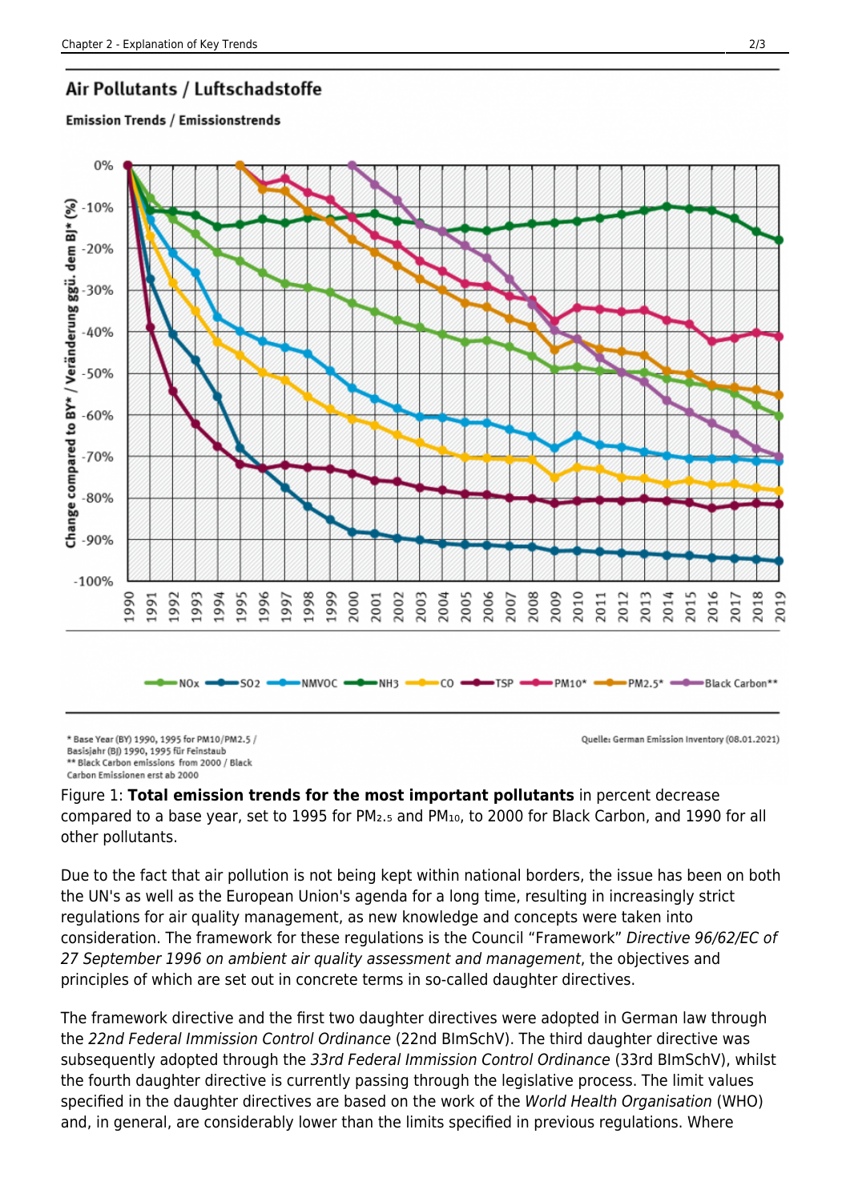Figure 1: **Total emission trends for the most important pollutants** in percent decrease compared to a base year, set to 1995 for $PM_{2.5}$ and $PM_{10}$, to 2000 for Black Carbon, and 1990 for all other pollutants.

Due to the fact that air pollution is not being kept within national borders, the issue has been on both the UN's as well as the European Union's agenda for a long time, resulting in increasingly strict regulations for air quality management, as new knowledge and concepts were taken into consideration. The framework for these regulations is the Council "Framework" *Directive 96/62/EC of 27 September 1996 on ambient air quality assessment and management*, the objectives and principles of which are set out in concrete terms in so-called daughter directives.

The framework directive and the first two daughter directives were adopted in German law through the *22nd Federal Immission Control Ordinance* (22nd BImSchV). The third daughter directive was subsequently adopted through the *33rd Federal Immission Control Ordinance* (33rd BImSchV), whilst the fourth daughter directive is currently passing through the legislative process. The limit values specified in the daughter directives are based on the work of the *World Health Organisation* (WHO) and, in general, are considerably lower than the limits specified in previous regulations. Where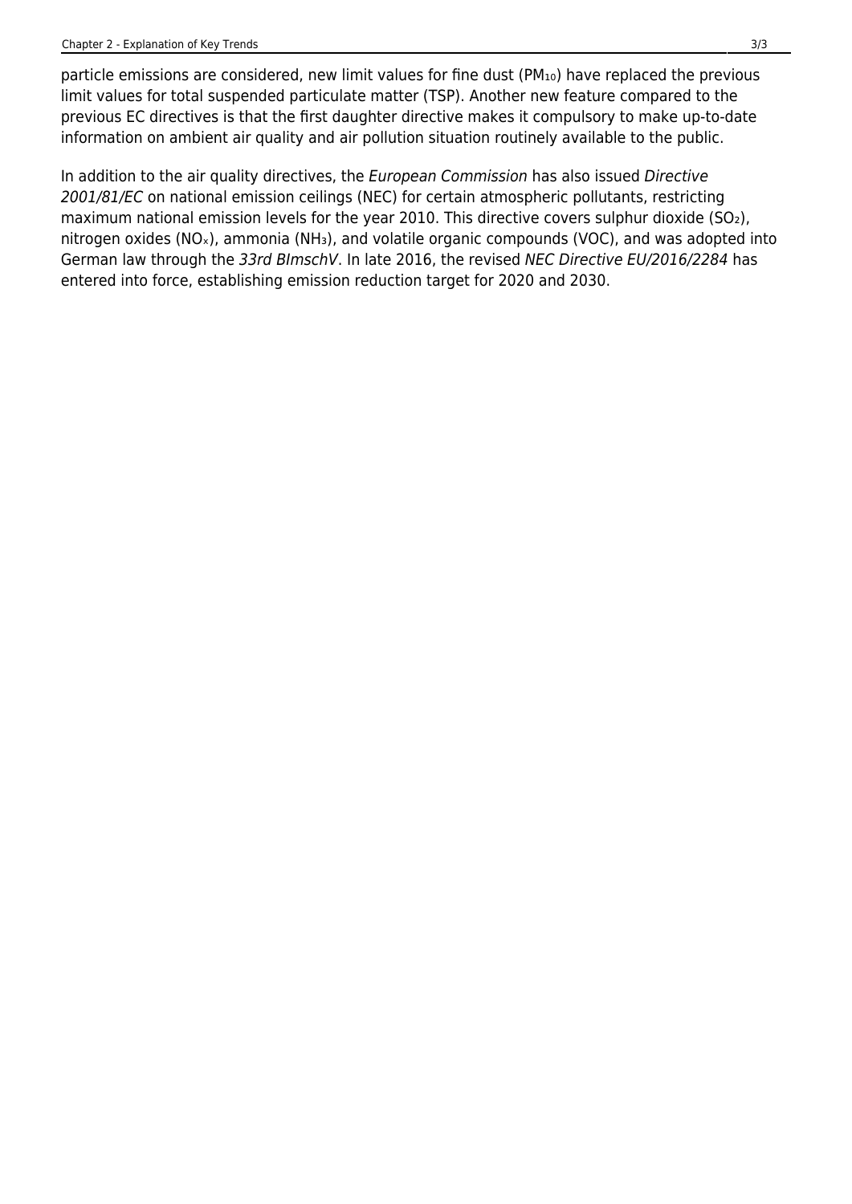particle emissions are considered, new limit values for fine dust ($PM_{10}$) have replaced the previous limit values for total suspended particulate matter (TSP). Another new feature compared to the previous EC directives is that the first daughter directive makes it compulsory to make up-to-date information on ambient air quality and air pollution situation routinely available to the public.

In addition to the air quality directives, the *European Commission* has also issued *Directive 2001/81/EC* on national emission ceilings (NEC) for certain atmospheric pollutants, restricting maximum national emission levels for the year 2010. This directive covers sulphur dioxide ($SO_2$), nitrogen oxides ($NO_x$), ammonia ($NH_3$), and volatile organic compounds (VOC), and was adopted into German law through the *33rd BImschV*. In late 2016, the revised *NEC Directive EU/2016/2284* has entered into force, establishing emission reduction target for 2020 and 2030.